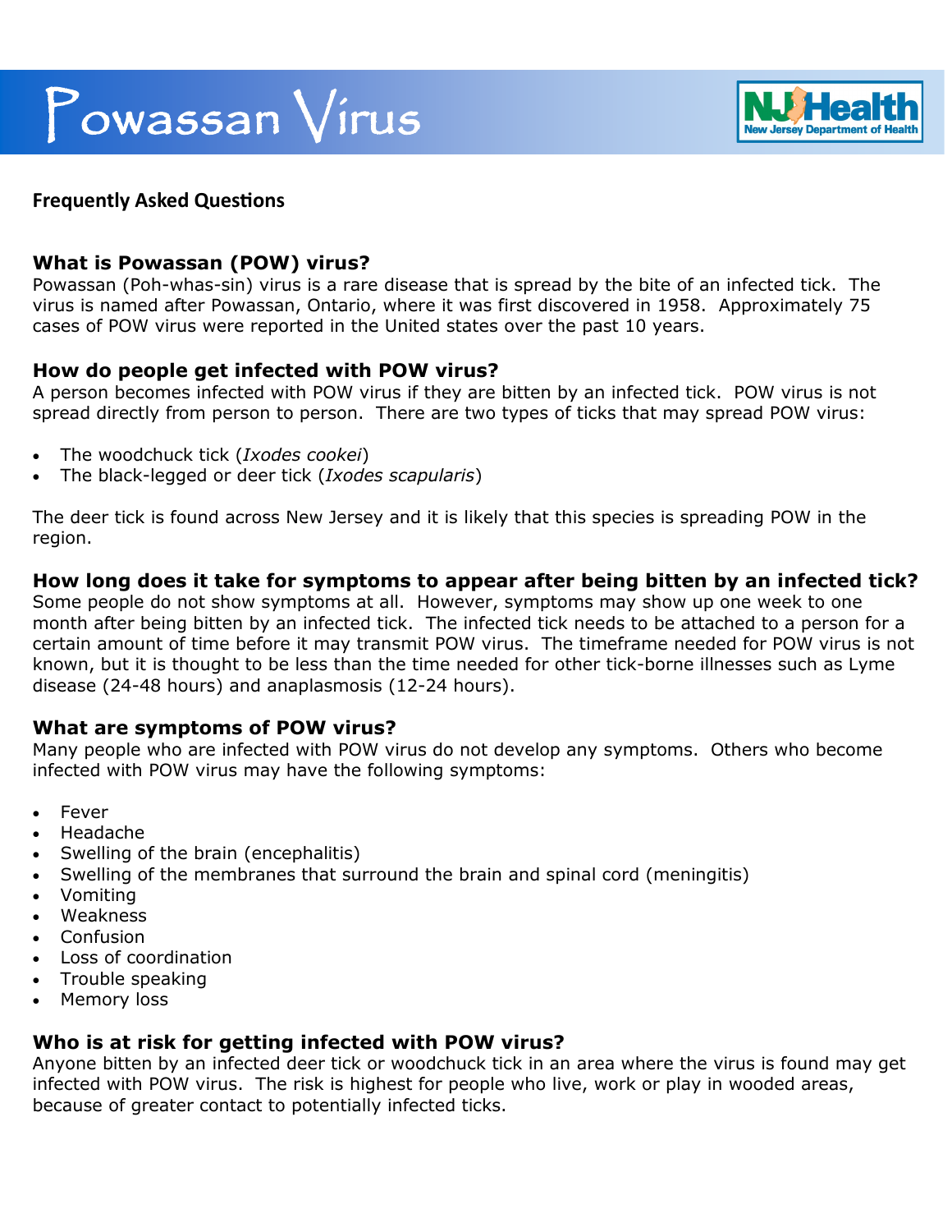# Powassan Virus

NJ Health — New Jersey Department of Health

## Frequently Asked Questions

### What is Powassan (POW) virus?

Powassan (Poh-whas-sin) virus is a rare disease that is spread by the bite of an infected tick. The virus is named after Powassan, Ontario, where it was first discovered in 1958. Approximately 75 cases of POW virus were reported in the United states over the past 10 years.

### How do people get infected with POW virus?

A person becomes infected with POW virus if they are bitten by an infected tick. POW virus is not spread directly from person to person. There are two types of ticks that may spread POW virus:

- The woodchuck tick (*Ixodes cookei*)
- The black-legged or deer tick (*Ixodes scapularis*)

The deer tick is found across New Jersey and it is likely that this species is spreading POW in the region.

### How long does it take for symptoms to appear after being bitten by an infected tick?

Some people do not show symptoms at all. However, symptoms may show up one week to one month after being bitten by an infected tick. The infected tick needs to be attached to a person for a certain amount of time before it may transmit POW virus. The timeframe needed for POW virus is not known, but it is thought to be less than the time needed for other tick-borne illnesses such as Lyme disease (24-48 hours) and anaplasmosis (12-24 hours).

### What are symptoms of POW virus?

Many people who are infected with POW virus do not develop any symptoms. Others who become infected with POW virus may have the following symptoms:

- Fever
- Headache
- Swelling of the brain (encephalitis)
- Swelling of the membranes that surround the brain and spinal cord (meningitis)
- Vomiting
- Weakness
- Confusion
- Loss of coordination
- Trouble speaking
- Memory loss

### Who is at risk for getting infected with POW virus?

Anyone bitten by an infected deer tick or woodchuck tick in an area where the virus is found may get infected with POW virus. The risk is highest for people who live, work or play in wooded areas, because of greater contact to potentially infected ticks.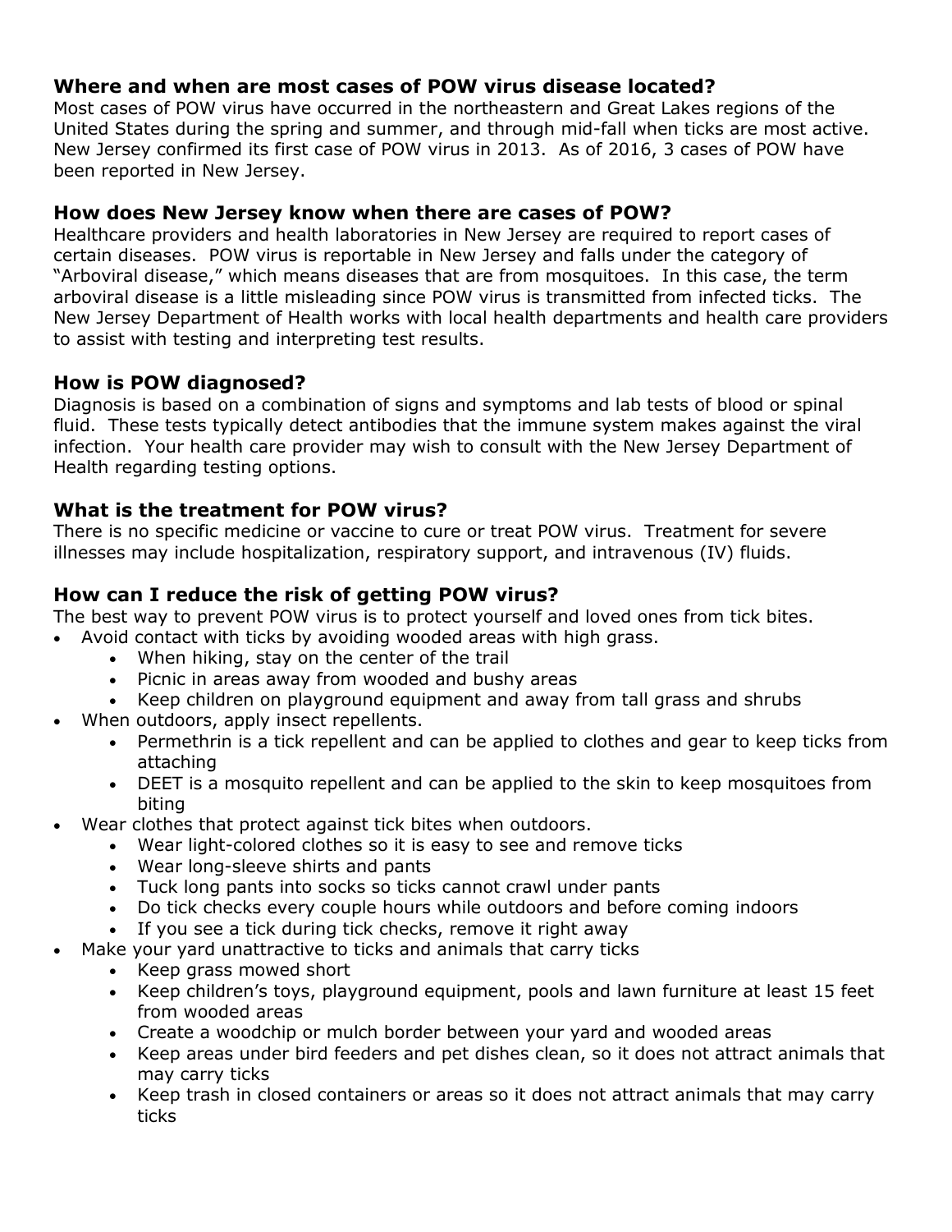### Where and when are most cases of POW virus disease located?

Most cases of POW virus have occurred in the northeastern and Great Lakes regions of the United States during the spring and summer, and through mid-fall when ticks are most active. New Jersey confirmed its first case of POW virus in 2013. As of 2016, 3 cases of POW have been reported in New Jersey.

### How does New Jersey know when there are cases of POW?

Healthcare providers and health laboratories in New Jersey are required to report cases of certain diseases. POW virus is reportable in New Jersey and falls under the category of "Arboviral disease," which means diseases that are from mosquitoes. In this case, the term arboviral disease is a little misleading since POW virus is transmitted from infected ticks. The New Jersey Department of Health works with local health departments and health care providers to assist with testing and interpreting test results.

### How is POW diagnosed?

Diagnosis is based on a combination of signs and symptoms and lab tests of blood or spinal fluid. These tests typically detect antibodies that the immune system makes against the viral infection. Your health care provider may wish to consult with the New Jersey Department of Health regarding testing options.

### What is the treatment for POW virus?

There is no specific medicine or vaccine to cure or treat POW virus. Treatment for severe illnesses may include hospitalization, respiratory support, and intravenous (IV) fluids.

### How can I reduce the risk of getting POW virus?

The best way to prevent POW virus is to protect yourself and loved ones from tick bites.

- Avoid contact with ticks by avoiding wooded areas with high grass.
    - When hiking, stay on the center of the trail
    - Picnic in areas away from wooded and bushy areas
    - Keep children on playground equipment and away from tall grass and shrubs
- When outdoors, apply insect repellents.
    - Permethrin is a tick repellent and can be applied to clothes and gear to keep ticks from attaching
    - DEET is a mosquito repellent and can be applied to the skin to keep mosquitoes from biting
- Wear clothes that protect against tick bites when outdoors.
    - Wear light-colored clothes so it is easy to see and remove ticks
    - Wear long-sleeve shirts and pants
    - Tuck long pants into socks so ticks cannot crawl under pants
    - Do tick checks every couple hours while outdoors and before coming indoors
    - If you see a tick during tick checks, remove it right away
- Make your yard unattractive to ticks and animals that carry ticks
    - Keep grass mowed short
    - Keep children's toys, playground equipment, pools and lawn furniture at least 15 feet from wooded areas
    - Create a woodchip or mulch border between your yard and wooded areas
    - Keep areas under bird feeders and pet dishes clean, so it does not attract animals that may carry ticks
    - Keep trash in closed containers or areas so it does not attract animals that may carry ticks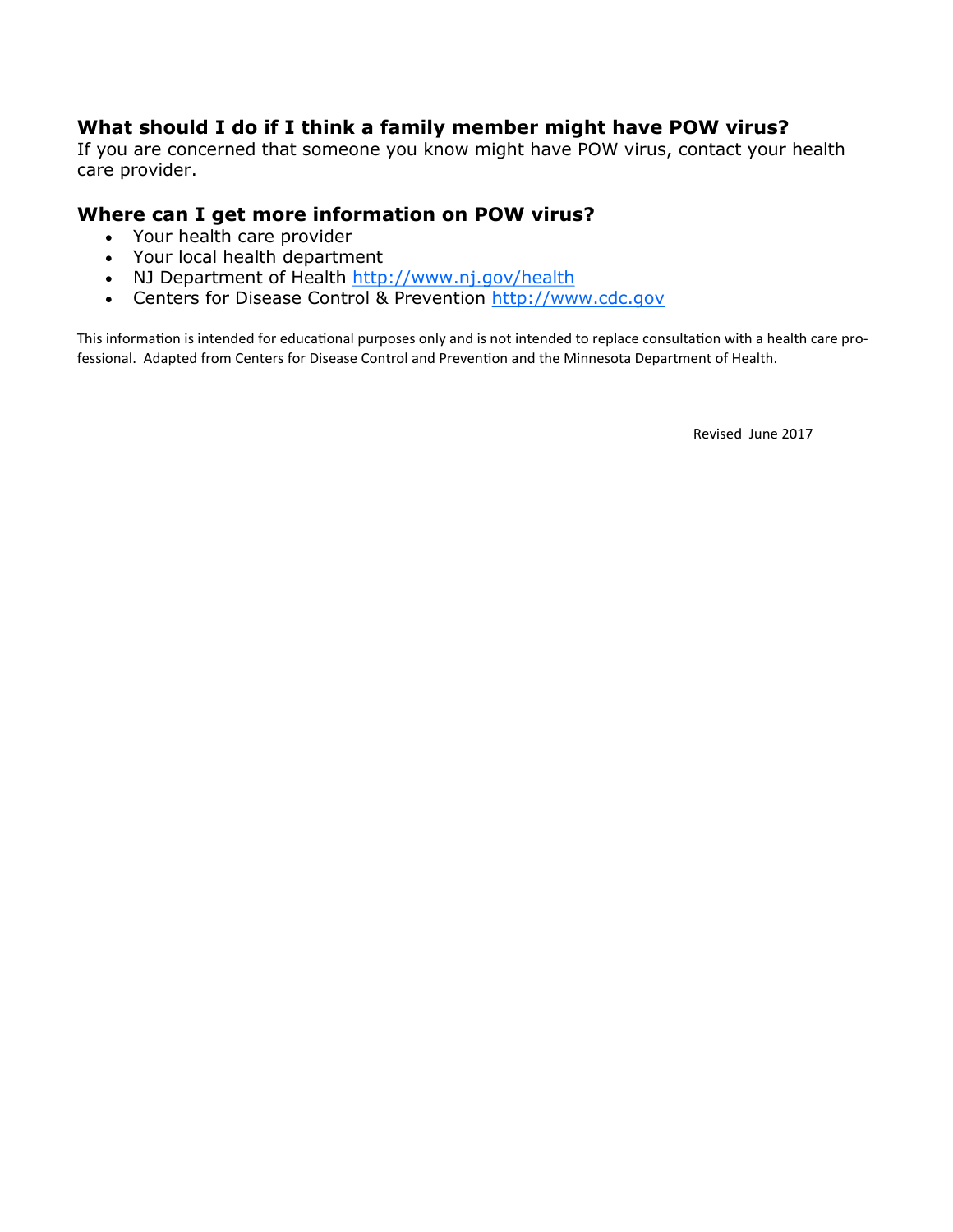### What should I do if I think a family member might have POW virus?

If you are concerned that someone you know might have POW virus, contact your health care provider.

### Where can I get more information on POW virus?

- Your health care provider
- Your local health department
- NJ Department of Health [http://www.nj.gov/health](http://www.nj.gov/health)
- Centers for Disease Control & Prevention [http://www.cdc.gov](http://www.cdc.gov)

This information is intended for educational purposes only and is not intended to replace consultation with a health care professional. Adapted from Centers for Disease Control and Prevention and the Minnesota Department of Health.

Revised June 2017